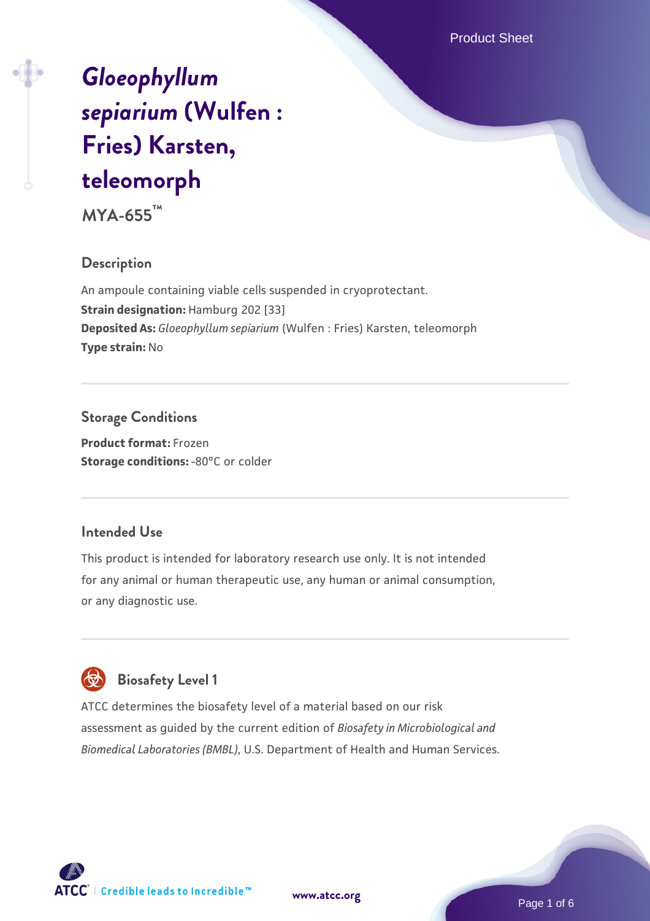# *Gloeophyllum sepiarium* (Wulfen : Fries) Karsten, teleomorph

**MYA-655™**

## Description

An ampoule containing viable cells suspended in cryoprotectant.
**Strain designation:** Hamburg 202 [33]
**Deposited As:** *Gloeophyllum sepiarium* (Wulfen : Fries) Karsten, teleomorph
**Type strain:** No

## Storage Conditions

**Product format:** Frozen
**Storage conditions:** -80°C or colder

## Intended Use

This product is intended for laboratory research use only. It is not intended for any animal or human therapeutic use, any human or animal consumption, or any diagnostic use.

## Biosafety Level 1

ATCC determines the biosafety level of a material based on our risk assessment as guided by the current edition of *Biosafety in Microbiological and Biomedical Laboratories (BMBL)*, U.S. Department of Health and Human Services.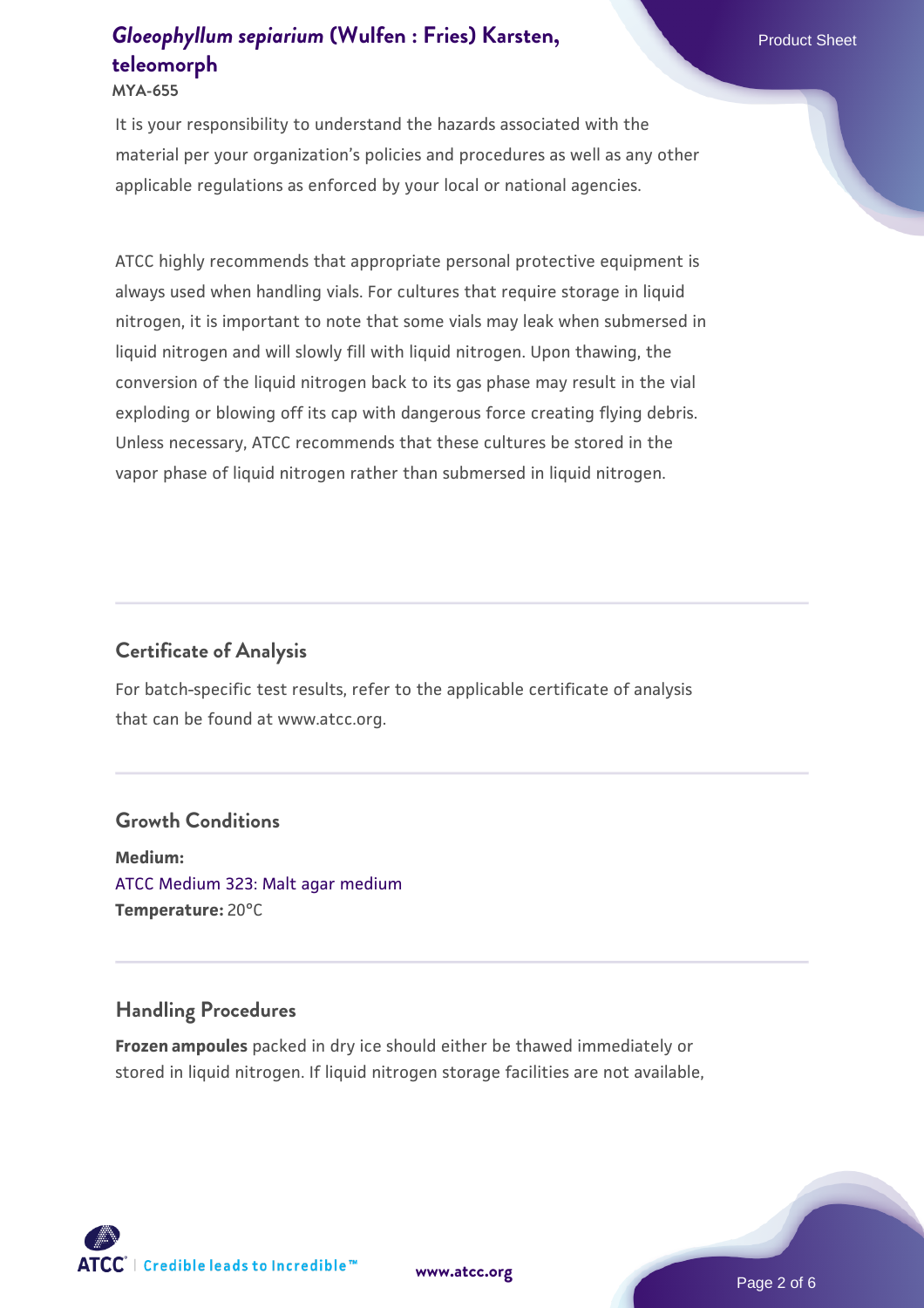It is your responsibility to understand the hazards associated with the material per your organization's policies and procedures as well as any other applicable regulations as enforced by your local or national agencies.

ATCC highly recommends that appropriate personal protective equipment is always used when handling vials. For cultures that require storage in liquid nitrogen, it is important to note that some vials may leak when submersed in liquid nitrogen and will slowly fill with liquid nitrogen. Upon thawing, the conversion of the liquid nitrogen back to its gas phase may result in the vial exploding or blowing off its cap with dangerous force creating flying debris. Unless necessary, ATCC recommends that these cultures be stored in the vapor phase of liquid nitrogen rather than submersed in liquid nitrogen.

## Certificate of Analysis

For batch-specific test results, refer to the applicable certificate of analysis that can be found at www.atcc.org.

## Growth Conditions

**Medium:**
ATCC Medium 323: Malt agar medium
**Temperature:** 20°C

## Handling Procedures

**Frozen ampoules** packed in dry ice should either be thawed immediately or stored in liquid nitrogen. If liquid nitrogen storage facilities are not available,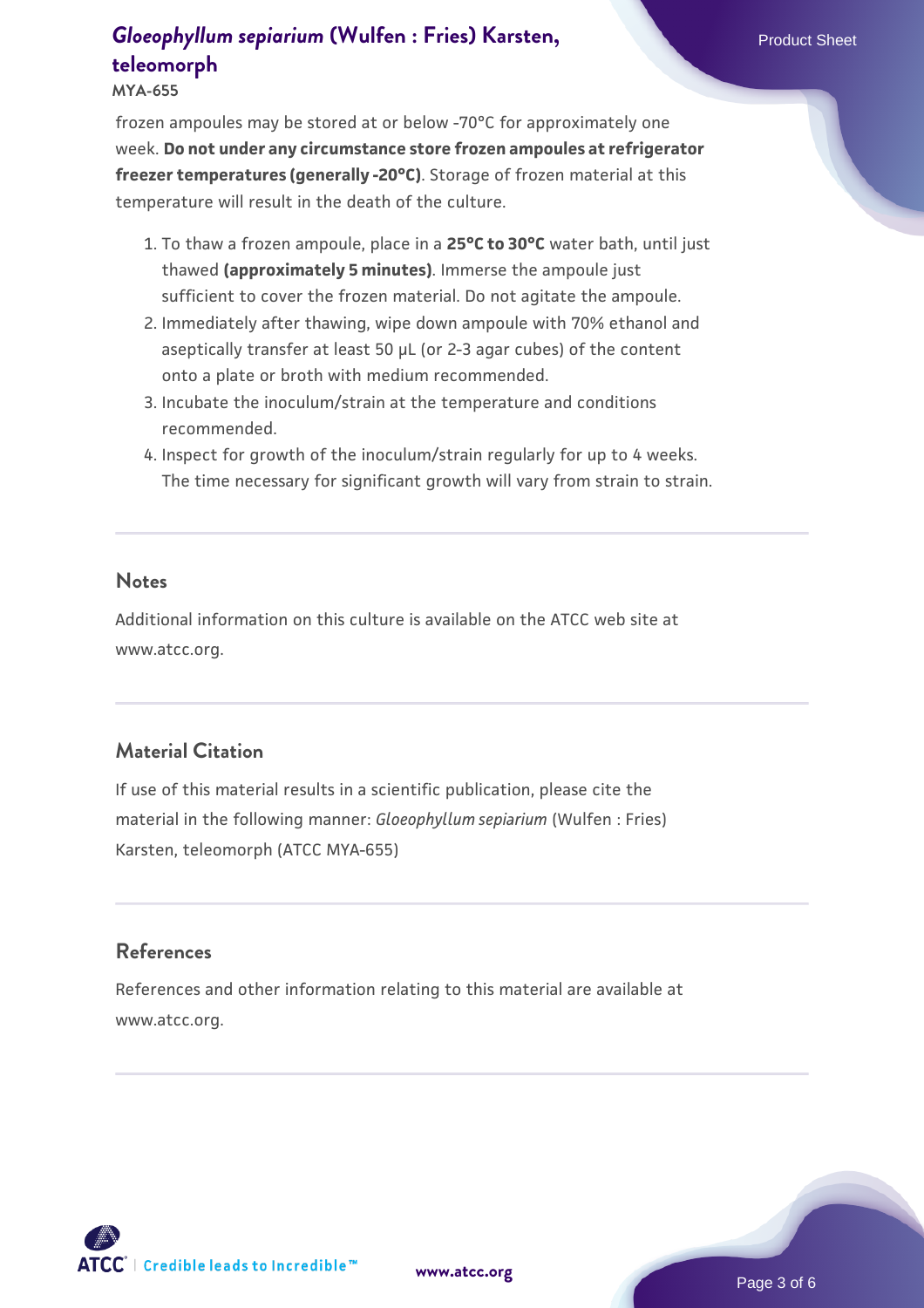frozen ampoules may be stored at or below -70°C for approximately one week. **Do not under any circumstance store frozen ampoules at refrigerator freezer temperatures (generally -20°C)**. Storage of frozen material at this temperature will result in the death of the culture.

1. To thaw a frozen ampoule, place in a **25°C to 30°C** water bath, until just thawed **(approximately 5 minutes)**. Immerse the ampoule just sufficient to cover the frozen material. Do not agitate the ampoule.
2. Immediately after thawing, wipe down ampoule with 70% ethanol and aseptically transfer at least 50 µL (or 2-3 agar cubes) of the content onto a plate or broth with medium recommended.
3. Incubate the inoculum/strain at the temperature and conditions recommended.
4. Inspect for growth of the inoculum/strain regularly for up to 4 weeks. The time necessary for significant growth will vary from strain to strain.

## Notes

Additional information on this culture is available on the ATCC web site at www.atcc.org.

## Material Citation

If use of this material results in a scientific publication, please cite the material in the following manner: *Gloeophyllum sepiarium* (Wulfen : Fries) Karsten, teleomorph (ATCC MYA-655)

## References

References and other information relating to this material are available at www.atcc.org.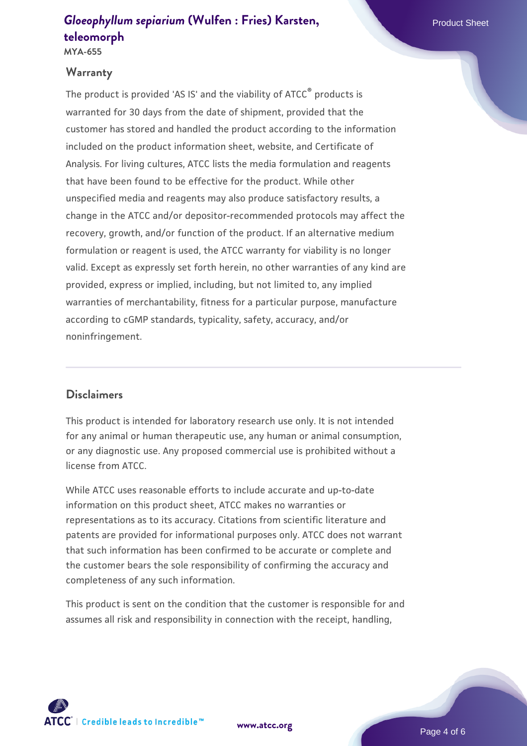## Warranty

The product is provided 'AS IS' and the viability of ATCC® products is warranted for 30 days from the date of shipment, provided that the customer has stored and handled the product according to the information included on the product information sheet, website, and Certificate of Analysis. For living cultures, ATCC lists the media formulation and reagents that have been found to be effective for the product. While other unspecified media and reagents may also produce satisfactory results, a change in the ATCC and/or depositor-recommended protocols may affect the recovery, growth, and/or function of the product. If an alternative medium formulation or reagent is used, the ATCC warranty for viability is no longer valid. Except as expressly set forth herein, no other warranties of any kind are provided, express or implied, including, but not limited to, any implied warranties of merchantability, fitness for a particular purpose, manufacture according to cGMP standards, typicality, safety, accuracy, and/or noninfringement.

## Disclaimers

This product is intended for laboratory research use only. It is not intended for any animal or human therapeutic use, any human or animal consumption, or any diagnostic use. Any proposed commercial use is prohibited without a license from ATCC.

While ATCC uses reasonable efforts to include accurate and up-to-date information on this product sheet, ATCC makes no warranties or representations as to its accuracy. Citations from scientific literature and patents are provided for informational purposes only. ATCC does not warrant that such information has been confirmed to be accurate or complete and the customer bears the sole responsibility of confirming the accuracy and completeness of any such information.

This product is sent on the condition that the customer is responsible for and assumes all risk and responsibility in connection with the receipt, handling,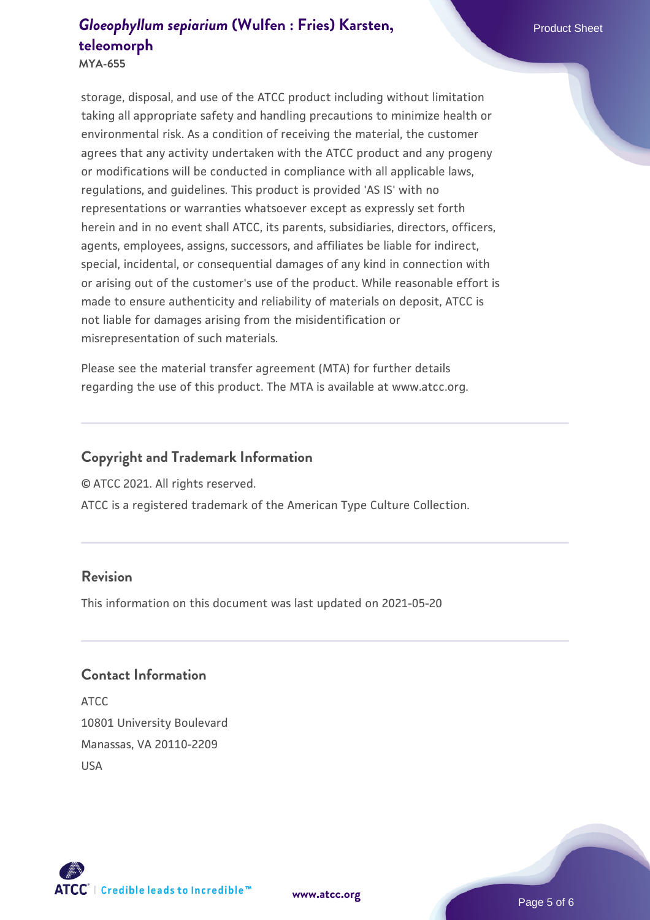storage, disposal, and use of the ATCC product including without limitation taking all appropriate safety and handling precautions to minimize health or environmental risk. As a condition of receiving the material, the customer agrees that any activity undertaken with the ATCC product and any progeny or modifications will be conducted in compliance with all applicable laws, regulations, and guidelines. This product is provided 'AS IS' with no representations or warranties whatsoever except as expressly set forth herein and in no event shall ATCC, its parents, subsidiaries, directors, officers, agents, employees, assigns, successors, and affiliates be liable for indirect, special, incidental, or consequential damages of any kind in connection with or arising out of the customer's use of the product. While reasonable effort is made to ensure authenticity and reliability of materials on deposit, ATCC is not liable for damages arising from the misidentification or misrepresentation of such materials.

Please see the material transfer agreement (MTA) for further details regarding the use of this product. The MTA is available at www.atcc.org.

## Copyright and Trademark Information

© ATCC 2021. All rights reserved.

ATCC is a registered trademark of the American Type Culture Collection.

## Revision

This information on this document was last updated on 2021-05-20

## Contact Information

ATCC
10801 University Boulevard
Manassas, VA 20110-2209
USA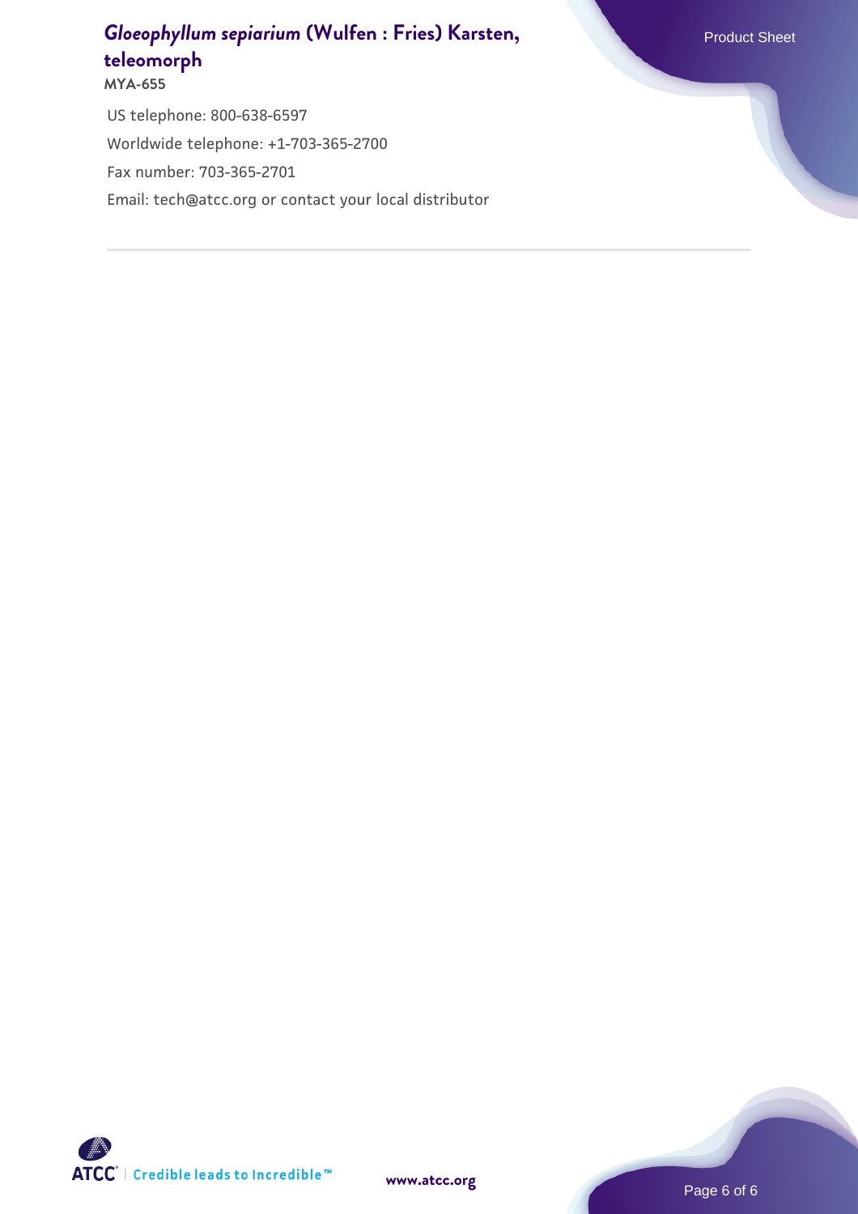US telephone: 800-638-6597

Worldwide telephone: +1-703-365-2700

Fax number: 703-365-2701

Email: tech@atcc.org or contact your local distributor